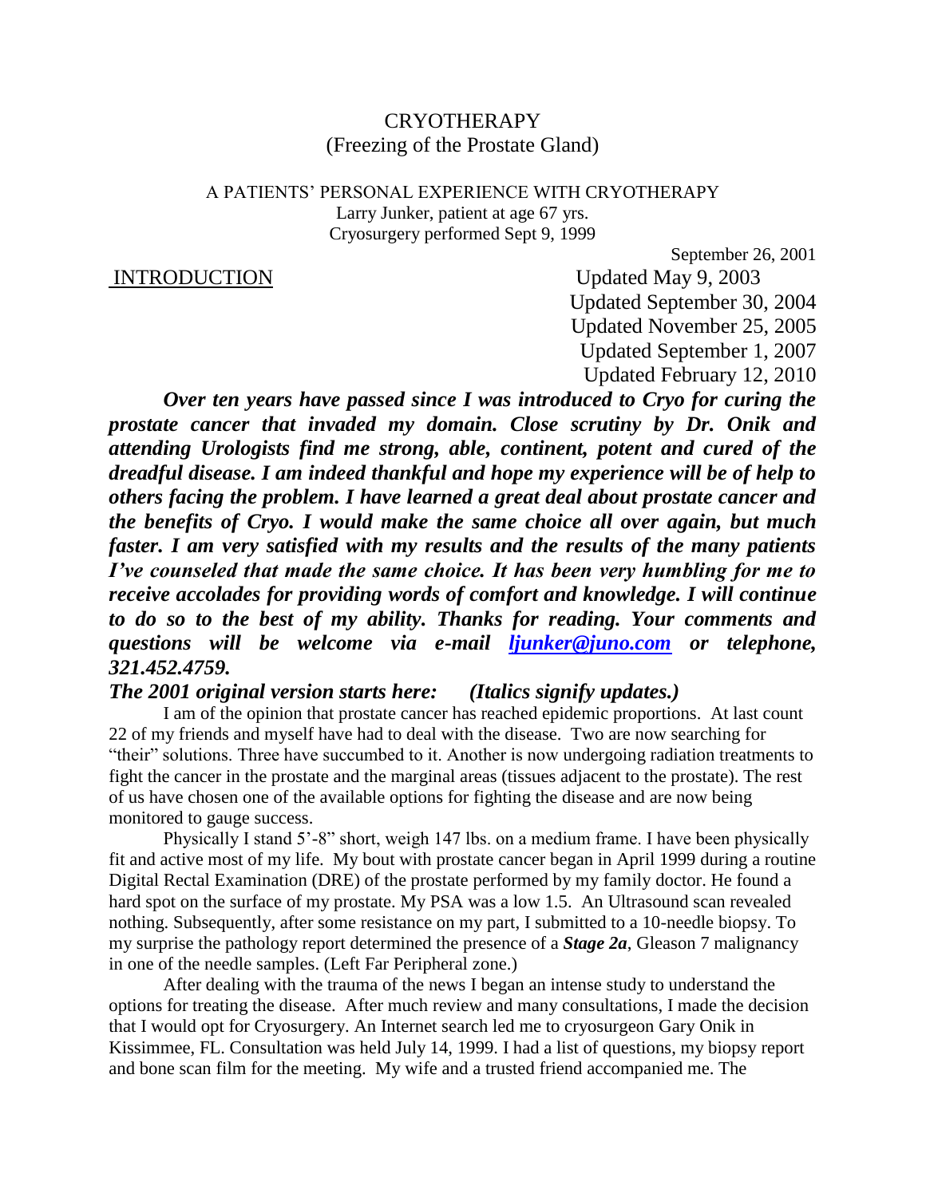# CRYOTHERAPY
(Freezing of the Prostate Gland)

A PATIENTS' PERSONAL EXPERIENCE WITH CRYOTHERAPY
Larry Junker, patient at age 67 yrs.
Cryosurgery performed Sept 9, 1999

September 26, 2001
Updated May 9, 2003
Updated September 30, 2004
Updated November 25, 2005
Updated September 1, 2007
Updated February 12, 2010

## INTRODUCTION

***Over ten years have passed since I was introduced to Cryo for curing the prostate cancer that invaded my domain. Close scrutiny by Dr. Onik and attending Urologists find me strong, able, continent, potent and cured of the dreadful disease. I am indeed thankful and hope my experience will be of help to others facing the problem. I have learned a great deal about prostate cancer and the benefits of Cryo. I would make the same choice all over again, but much faster. I am very satisfied with my results and the results of the many patients I've counseled that made the same choice. It has been very humbling for me to receive accolades for providing words of comfort and knowledge. I will continue to do so to the best of my ability. Thanks for reading. Your comments and questions will be welcome via e-mail [ljunker@juno.com](mailto:ljunker@juno.com) or telephone, 321.452.4759.***

***The 2001 original version starts here: (Italics signify updates.)***

I am of the opinion that prostate cancer has reached epidemic proportions. At last count 22 of my friends and myself have had to deal with the disease. Two are now searching for "their" solutions. Three have succumbed to it. Another is now undergoing radiation treatments to fight the cancer in the prostate and the marginal areas (tissues adjacent to the prostate). The rest of us have chosen one of the available options for fighting the disease and are now being monitored to gauge success.

Physically I stand 5'-8" short, weigh 147 lbs. on a medium frame. I have been physically fit and active most of my life. My bout with prostate cancer began in April 1999 during a routine Digital Rectal Examination (DRE) of the prostate performed by my family doctor. He found a hard spot on the surface of my prostate. My PSA was a low 1.5. An Ultrasound scan revealed nothing. Subsequently, after some resistance on my part, I submitted to a 10-needle biopsy. To my surprise the pathology report determined the presence of a ***Stage 2a***, Gleason 7 malignancy in one of the needle samples. (Left Far Peripheral zone.)

After dealing with the trauma of the news I began an intense study to understand the options for treating the disease. After much review and many consultations, I made the decision that I would opt for Cryosurgery. An Internet search led me to cryosurgeon Gary Onik in Kissimmee, FL. Consultation was held July 14, 1999. I had a list of questions, my biopsy report and bone scan film for the meeting. My wife and a trusted friend accompanied me. The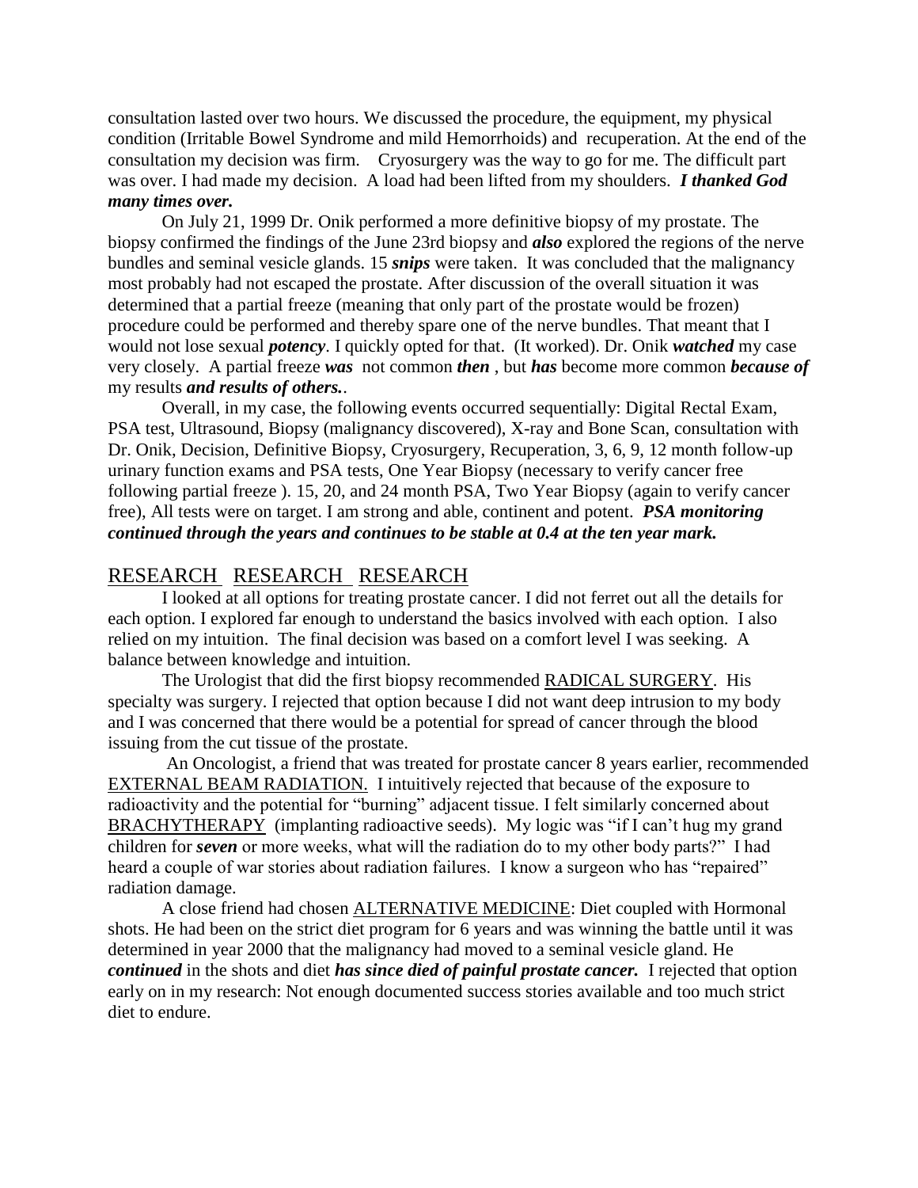consultation lasted over two hours. We discussed the procedure, the equipment, my physical condition (Irritable Bowel Syndrome and mild Hemorrhoids) and recuperation. At the end of the consultation my decision was firm. Cryosurgery was the way to go for me. The difficult part was over. I had made my decision. A load had been lifted from my shoulders. ***I thanked God many times over.***

On July 21, 1999 Dr. Onik performed a more definitive biopsy of my prostate. The biopsy confirmed the findings of the June 23rd biopsy and ***also*** explored the regions of the nerve bundles and seminal vesicle glands. 15 ***snips*** were taken. It was concluded that the malignancy most probably had not escaped the prostate. After discussion of the overall situation it was determined that a partial freeze (meaning that only part of the prostate would be frozen) procedure could be performed and thereby spare one of the nerve bundles. That meant that I would not lose sexual ***potency***. I quickly opted for that. (It worked). Dr. Onik ***watched*** my case very closely. A partial freeze ***was*** not common ***then*** , but ***has*** become more common ***because of*** my results ***and results of others.***.

Overall, in my case, the following events occurred sequentially: Digital Rectal Exam, PSA test, Ultrasound, Biopsy (malignancy discovered), X-ray and Bone Scan, consultation with Dr. Onik, Decision, Definitive Biopsy, Cryosurgery, Recuperation, 3, 6, 9, 12 month follow-up urinary function exams and PSA tests, One Year Biopsy (necessary to verify cancer free following partial freeze ). 15, 20, and 24 month PSA, Two Year Biopsy (again to verify cancer free), All tests were on target. I am strong and able, continent and potent. ***PSA monitoring continued through the years and continues to be stable at 0.4 at the ten year mark.***

## RESEARCH RESEARCH RESEARCH

I looked at all options for treating prostate cancer. I did not ferret out all the details for each option. I explored far enough to understand the basics involved with each option. I also relied on my intuition. The final decision was based on a comfort level I was seeking. A balance between knowledge and intuition.

The Urologist that did the first biopsy recommended RADICAL SURGERY. His specialty was surgery. I rejected that option because I did not want deep intrusion to my body and I was concerned that there would be a potential for spread of cancer through the blood issuing from the cut tissue of the prostate.

An Oncologist, a friend that was treated for prostate cancer 8 years earlier, recommended EXTERNAL BEAM RADIATION. I intuitively rejected that because of the exposure to radioactivity and the potential for "burning" adjacent tissue. I felt similarly concerned about BRACHYTHERAPY (implanting radioactive seeds). My logic was "if I can't hug my grand children for ***seven*** or more weeks, what will the radiation do to my other body parts?" I had heard a couple of war stories about radiation failures. I know a surgeon who has "repaired" radiation damage.

A close friend had chosen ALTERNATIVE MEDICINE: Diet coupled with Hormonal shots. He had been on the strict diet program for 6 years and was winning the battle until it was determined in year 2000 that the malignancy had moved to a seminal vesicle gland. He ***continued*** in the shots and diet ***has since died of painful prostate cancer.*** I rejected that option early on in my research: Not enough documented success stories available and too much strict diet to endure.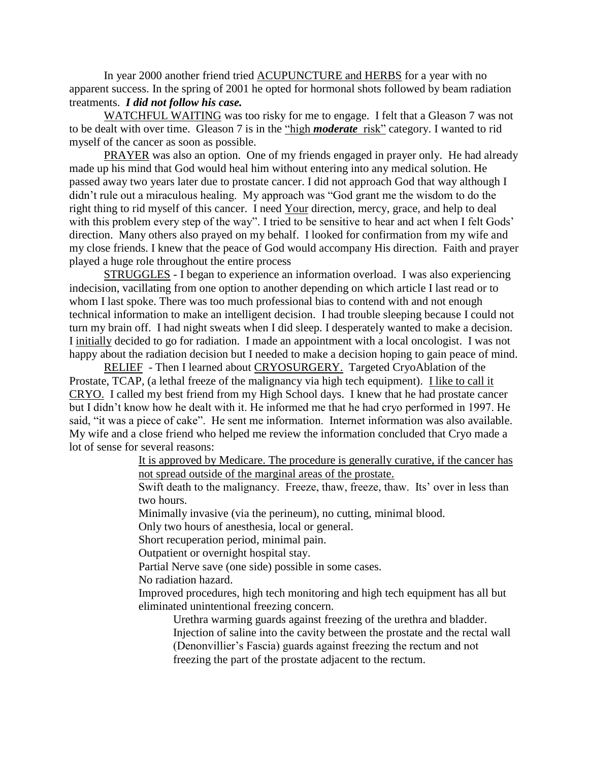In year 2000 another friend tried <u>ACUPUNCTURE and HERBS</u> for a year with no apparent success. In the spring of 2001 he opted for hormonal shots followed by beam radiation treatments. ***I did not follow his case.***

<u>WATCHFUL WAITING</u> was too risky for me to engage. I felt that a Gleason 7 was not to be dealt with over time. Gleason 7 is in the <u>"high ***moderate*** risk"</u> category. I wanted to rid myself of the cancer as soon as possible.

<u>PRAYER</u> was also an option. One of my friends engaged in prayer only. He had already made up his mind that God would heal him without entering into any medical solution. He passed away two years later due to prostate cancer. I did not approach God that way although I didn't rule out a miraculous healing. My approach was "God grant me the wisdom to do the right thing to rid myself of this cancer. I need <u>Your</u> direction, mercy, grace, and help to deal with this problem every step of the way". I tried to be sensitive to hear and act when I felt Gods' direction. Many others also prayed on my behalf. I looked for confirmation from my wife and my close friends. I knew that the peace of God would accompany His direction. Faith and prayer played a huge role throughout the entire process

<u>STRUGGLES</u> - I began to experience an information overload. I was also experiencing indecision, vacillating from one option to another depending on which article I last read or to whom I last spoke. There was too much professional bias to contend with and not enough technical information to make an intelligent decision. I had trouble sleeping because I could not turn my brain off. I had night sweats when I did sleep. I desperately wanted to make a decision. I <u>initially</u> decided to go for radiation. I made an appointment with a local oncologist. I was not happy about the radiation decision but I needed to make a decision hoping to gain peace of mind.

<u>RELIEF</u> - Then I learned about <u>CRYOSURGERY.</u> Targeted CryoAblation of the Prostate, TCAP, (a lethal freeze of the malignancy via high tech equipment). <u>I like to call it CRYO.</u> I called my best friend from my High School days. I knew that he had prostate cancer but I didn't know how he dealt with it. He informed me that he had cryo performed in 1997. He said, "it was a piece of cake". He sent me information. Internet information was also available. My wife and a close friend who helped me review the information concluded that Cryo made a lot of sense for several reasons:

<u>It is approved by Medicare. The procedure is generally curative, if the cancer has not spread outside of the marginal areas of the prostate.</u>

Swift death to the malignancy. Freeze, thaw, freeze, thaw. Its' over in less than two hours.

Minimally invasive (via the perineum), no cutting, minimal blood.

Only two hours of anesthesia, local or general.

Short recuperation period, minimal pain.

Outpatient or overnight hospital stay.

Partial Nerve save (one side) possible in some cases.

No radiation hazard.

Improved procedures, high tech monitoring and high tech equipment has all but eliminated unintentional freezing concern.

- Urethra warming guards against freezing of the urethra and bladder.
- Injection of saline into the cavity between the prostate and the rectal wall (Denonvillier's Fascia) guards against freezing the rectum and not freezing the part of the prostate adjacent to the rectum.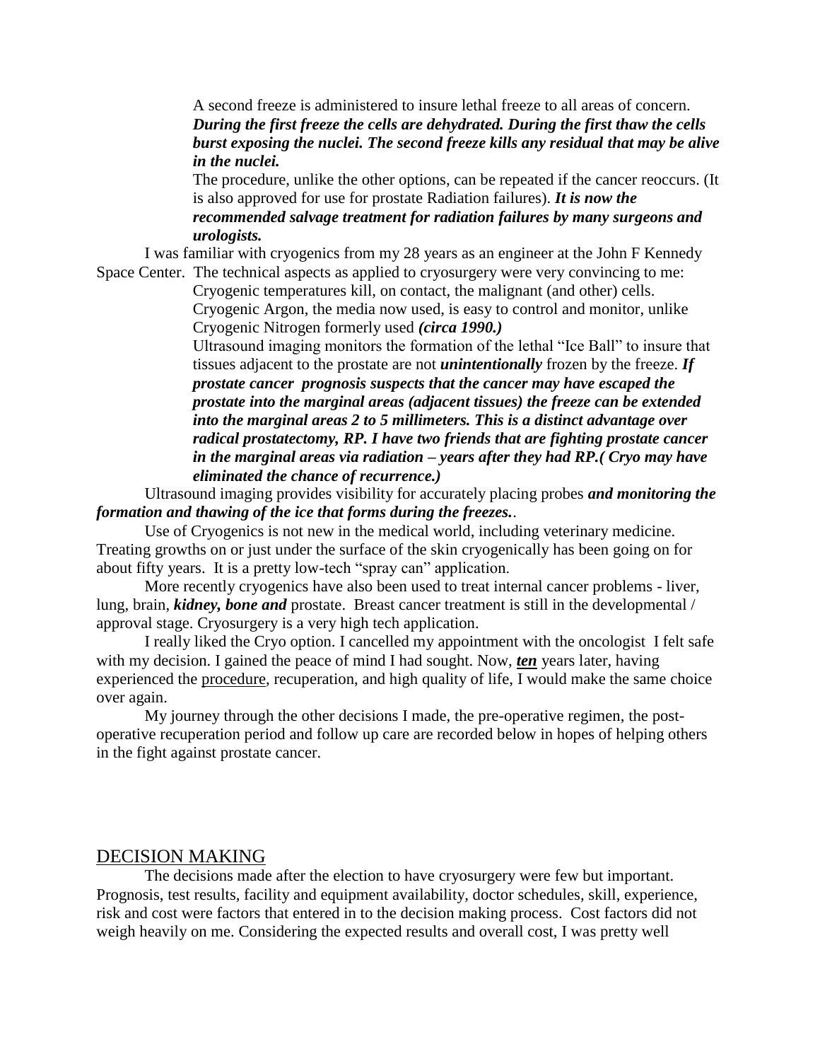A second freeze is administered to insure lethal freeze to all areas of concern. ***During the first freeze the cells are dehydrated. During the first thaw the cells burst exposing the nuclei. The second freeze kills any residual that may be alive in the nuclei.***

The procedure, unlike the other options, can be repeated if the cancer reoccurs. (It is also approved for use for prostate Radiation failures). ***It is now the recommended salvage treatment for radiation failures by many surgeons and urologists.***

I was familiar with cryogenics from my 28 years as an engineer at the John F Kennedy Space Center. The technical aspects as applied to cryosurgery were very convincing to me:

Cryogenic temperatures kill, on contact, the malignant (and other) cells.

Cryogenic Argon, the media now used, is easy to control and monitor, unlike Cryogenic Nitrogen formerly used ***(circa 1990.)***

Ultrasound imaging monitors the formation of the lethal "Ice Ball" to insure that tissues adjacent to the prostate are not ***unintentionally*** frozen by the freeze. ***If prostate cancer prognosis suspects that the cancer may have escaped the prostate into the marginal areas (adjacent tissues) the freeze can be extended into the marginal areas 2 to 5 millimeters. This is a distinct advantage over radical prostatectomy, RP. I have two friends that are fighting prostate cancer in the marginal areas via radiation – years after they had RP.( Cryo may have eliminated the chance of recurrence.)***

Ultrasound imaging provides visibility for accurately placing probes ***and monitoring the formation and thawing of the ice that forms during the freezes.***.

Use of Cryogenics is not new in the medical world, including veterinary medicine. Treating growths on or just under the surface of the skin cryogenically has been going on for about fifty years. It is a pretty low-tech "spray can" application.

More recently cryogenics have also been used to treat internal cancer problems - liver, lung, brain, ***kidney, bone and*** prostate. Breast cancer treatment is still in the developmental / approval stage. Cryosurgery is a very high tech application.

I really liked the Cryo option. I cancelled my appointment with the oncologist I felt safe with my decision. I gained the peace of mind I had sought. Now, ***ten*** years later, having experienced the procedure, recuperation, and high quality of life, I would make the same choice over again.

My journey through the other decisions I made, the pre-operative regimen, the post-operative recuperation period and follow up care are recorded below in hopes of helping others in the fight against prostate cancer.

## DECISION MAKING

The decisions made after the election to have cryosurgery were few but important. Prognosis, test results, facility and equipment availability, doctor schedules, skill, experience, risk and cost were factors that entered in to the decision making process. Cost factors did not weigh heavily on me. Considering the expected results and overall cost, I was pretty well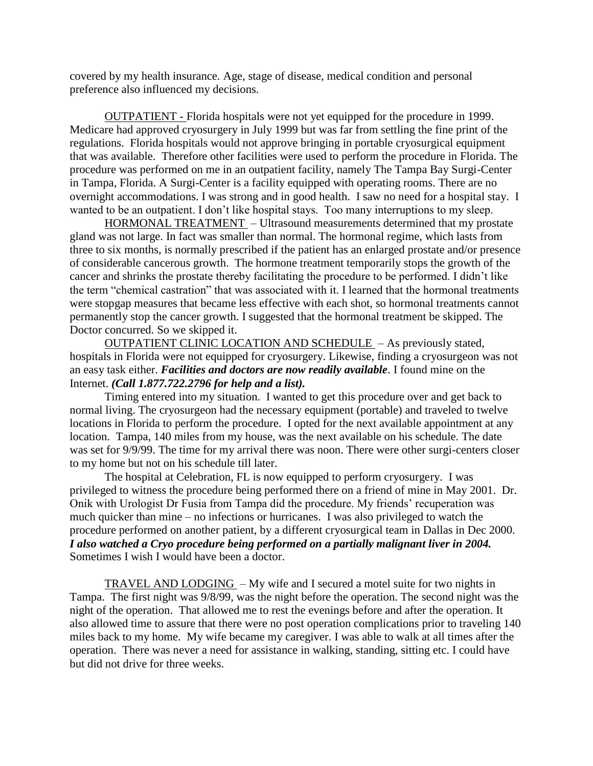covered by my health insurance. Age, stage of disease, medical condition and personal preference also influenced my decisions.

OUTPATIENT - Florida hospitals were not yet equipped for the procedure in 1999. Medicare had approved cryosurgery in July 1999 but was far from settling the fine print of the regulations. Florida hospitals would not approve bringing in portable cryosurgical equipment that was available. Therefore other facilities were used to perform the procedure in Florida. The procedure was performed on me in an outpatient facility, namely The Tampa Bay Surgi-Center in Tampa, Florida. A Surgi-Center is a facility equipped with operating rooms. There are no overnight accommodations. I was strong and in good health. I saw no need for a hospital stay. I wanted to be an outpatient. I don't like hospital stays. Too many interruptions to my sleep.

HORMONAL TREATMENT – Ultrasound measurements determined that my prostate gland was not large. In fact was smaller than normal. The hormonal regime, which lasts from three to six months, is normally prescribed if the patient has an enlarged prostate and/or presence of considerable cancerous growth. The hormone treatment temporarily stops the growth of the cancer and shrinks the prostate thereby facilitating the procedure to be performed. I didn't like the term "chemical castration" that was associated with it. I learned that the hormonal treatments were stopgap measures that became less effective with each shot, so hormonal treatments cannot permanently stop the cancer growth. I suggested that the hormonal treatment be skipped. The Doctor concurred. So we skipped it.

OUTPATIENT CLINIC LOCATION AND SCHEDULE – As previously stated, hospitals in Florida were not equipped for cryosurgery. Likewise, finding a cryosurgeon was not an easy task either. ***Facilities and doctors are now readily available***. I found mine on the Internet. ***(Call 1.877.722.2796 for help and a list).***

Timing entered into my situation. I wanted to get this procedure over and get back to normal living. The cryosurgeon had the necessary equipment (portable) and traveled to twelve locations in Florida to perform the procedure. I opted for the next available appointment at any location. Tampa, 140 miles from my house, was the next available on his schedule. The date was set for 9/9/99. The time for my arrival there was noon. There were other surgi-centers closer to my home but not on his schedule till later.

The hospital at Celebration, FL is now equipped to perform cryosurgery. I was privileged to witness the procedure being performed there on a friend of mine in May 2001. Dr. Onik with Urologist Dr Fusia from Tampa did the procedure. My friends' recuperation was much quicker than mine – no infections or hurricanes. I was also privileged to watch the procedure performed on another patient, by a different cryosurgical team in Dallas in Dec 2000. ***I also watched a Cryo procedure being performed on a partially malignant liver in 2004.*** Sometimes I wish I would have been a doctor.

TRAVEL AND LODGING – My wife and I secured a motel suite for two nights in Tampa. The first night was 9/8/99, was the night before the operation. The second night was the night of the operation. That allowed me to rest the evenings before and after the operation. It also allowed time to assure that there were no post operation complications prior to traveling 140 miles back to my home. My wife became my caregiver. I was able to walk at all times after the operation. There was never a need for assistance in walking, standing, sitting etc. I could have but did not drive for three weeks.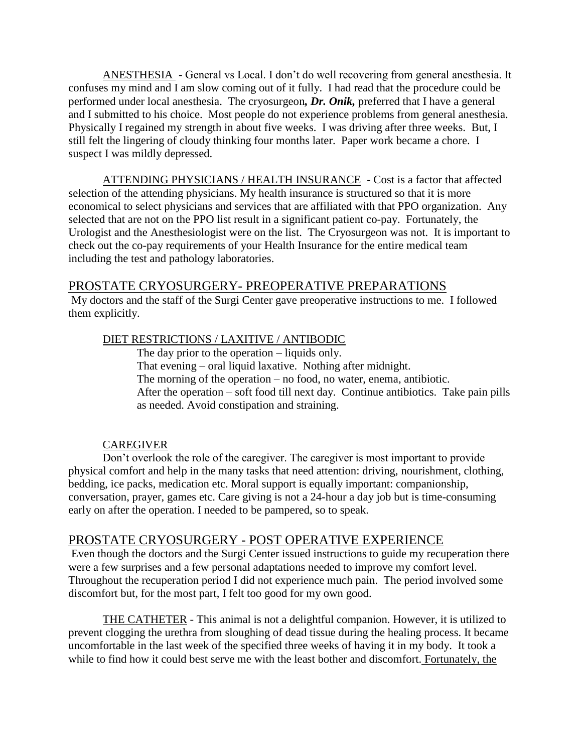<u>ANESTHESIA</u> - General vs Local. I don't do well recovering from general anesthesia. It confuses my mind and I am slow coming out of it fully. I had read that the procedure could be performed under local anesthesia. The cryosurgeon***, Dr. Onik,*** preferred that I have a general and I submitted to his choice. Most people do not experience problems from general anesthesia. Physically I regained my strength in about five weeks. I was driving after three weeks. But, I still felt the lingering of cloudy thinking four months later. Paper work became a chore. I suspect I was mildly depressed.

<u>ATTENDING PHYSICIANS / HEALTH INSURANCE</u> - Cost is a factor that affected selection of the attending physicians. My health insurance is structured so that it is more economical to select physicians and services that are affiliated with that PPO organization. Any selected that are not on the PPO list result in a significant patient co-pay. Fortunately, the Urologist and the Anesthesiologist were on the list. The Cryosurgeon was not. It is important to check out the co-pay requirements of your Health Insurance for the entire medical team including the test and pathology laboratories.

## <u>PROSTATE CRYOSURGERY- PREOPERATIVE PREPARATIONS</u>

My doctors and the staff of the Surgi Center gave preoperative instructions to me. I followed them explicitly.

### <u>DIET RESTRICTIONS / LAXITIVE / ANTIBODIC</u>

The day prior to the operation – liquids only.
That evening – oral liquid laxative. Nothing after midnight.
The morning of the operation – no food, no water, enema, antibiotic.
After the operation – soft food till next day. Continue antibiotics. Take pain pills as needed. Avoid constipation and straining.

### <u>CAREGIVER</u>

Don't overlook the role of the caregiver. The caregiver is most important to provide physical comfort and help in the many tasks that need attention: driving, nourishment, clothing, bedding, ice packs, medication etc. Moral support is equally important: companionship, conversation, prayer, games etc. Care giving is not a 24-hour a day job but is time-consuming early on after the operation. I needed to be pampered, so to speak.

## <u>PROSTATE CRYOSURGERY - POST OPERATIVE EXPERIENCE</u>

Even though the doctors and the Surgi Center issued instructions to guide my recuperation there were a few surprises and a few personal adaptations needed to improve my comfort level. Throughout the recuperation period I did not experience much pain. The period involved some discomfort but, for the most part, I felt too good for my own good.

<u>THE CATHETER</u> - This animal is not a delightful companion. However, it is utilized to prevent clogging the urethra from sloughing of dead tissue during the healing process. It became uncomfortable in the last week of the specified three weeks of having it in my body. It took a while to find how it could best serve me with the least bother and discomfort. <u>Fortunately, the</u>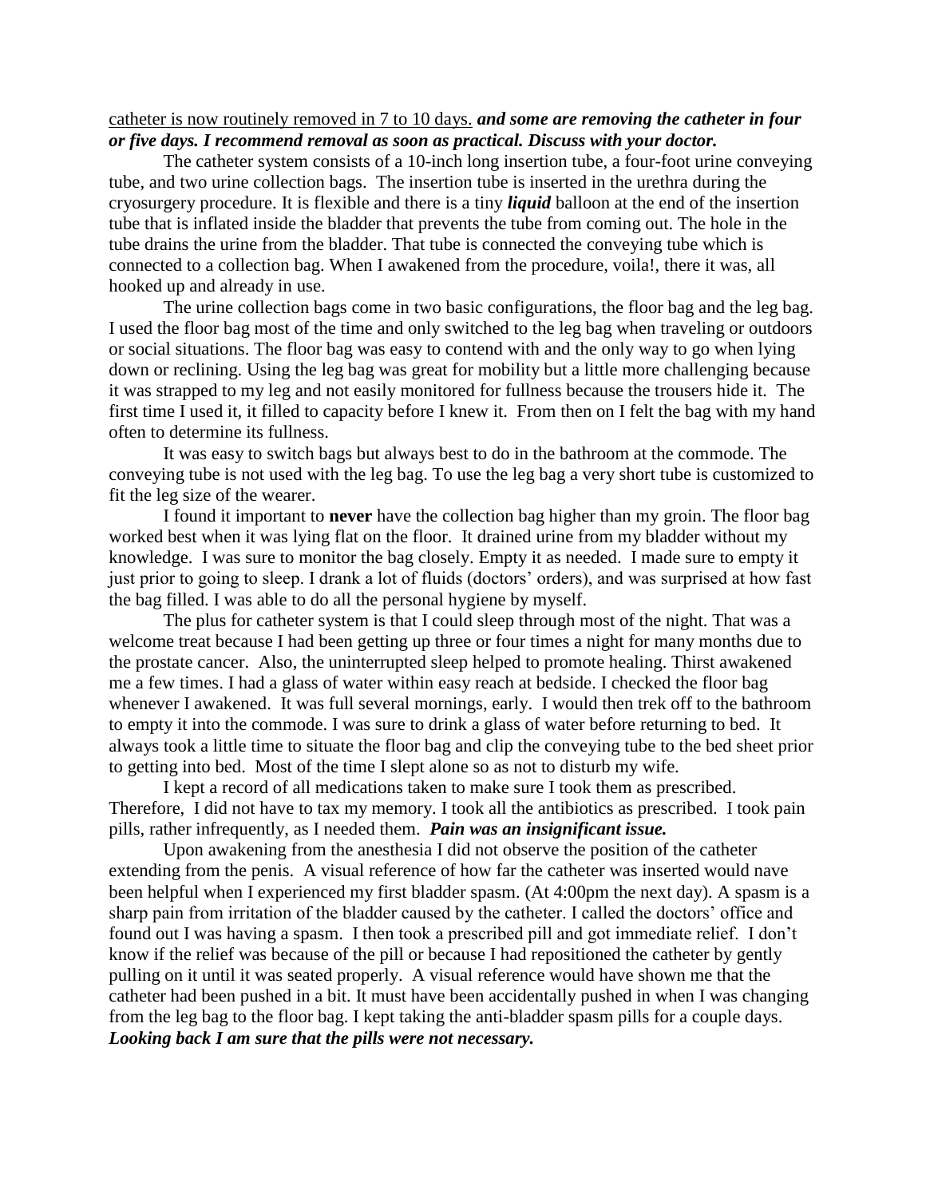catheter is now routinely removed in 7 to 10 days. ***and some are removing the catheter in four or five days. I recommend removal as soon as practical. Discuss with your doctor.***

The catheter system consists of a 10-inch long insertion tube, a four-foot urine conveying tube, and two urine collection bags. The insertion tube is inserted in the urethra during the cryosurgery procedure. It is flexible and there is a tiny ***liquid*** balloon at the end of the insertion tube that is inflated inside the bladder that prevents the tube from coming out. The hole in the tube drains the urine from the bladder. That tube is connected the conveying tube which is connected to a collection bag. When I awakened from the procedure, voila!, there it was, all hooked up and already in use.

The urine collection bags come in two basic configurations, the floor bag and the leg bag. I used the floor bag most of the time and only switched to the leg bag when traveling or outdoors or social situations. The floor bag was easy to contend with and the only way to go when lying down or reclining. Using the leg bag was great for mobility but a little more challenging because it was strapped to my leg and not easily monitored for fullness because the trousers hide it. The first time I used it, it filled to capacity before I knew it. From then on I felt the bag with my hand often to determine its fullness.

It was easy to switch bags but always best to do in the bathroom at the commode. The conveying tube is not used with the leg bag. To use the leg bag a very short tube is customized to fit the leg size of the wearer.

I found it important to **never** have the collection bag higher than my groin. The floor bag worked best when it was lying flat on the floor. It drained urine from my bladder without my knowledge. I was sure to monitor the bag closely. Empty it as needed. I made sure to empty it just prior to going to sleep. I drank a lot of fluids (doctors' orders), and was surprised at how fast the bag filled. I was able to do all the personal hygiene by myself.

The plus for catheter system is that I could sleep through most of the night. That was a welcome treat because I had been getting up three or four times a night for many months due to the prostate cancer. Also, the uninterrupted sleep helped to promote healing. Thirst awakened me a few times. I had a glass of water within easy reach at bedside. I checked the floor bag whenever I awakened. It was full several mornings, early. I would then trek off to the bathroom to empty it into the commode. I was sure to drink a glass of water before returning to bed. It always took a little time to situate the floor bag and clip the conveying tube to the bed sheet prior to getting into bed. Most of the time I slept alone so as not to disturb my wife.

I kept a record of all medications taken to make sure I took them as prescribed. Therefore, I did not have to tax my memory. I took all the antibiotics as prescribed. I took pain pills, rather infrequently, as I needed them. ***Pain was an insignificant issue.***

Upon awakening from the anesthesia I did not observe the position of the catheter extending from the penis. A visual reference of how far the catheter was inserted would nave been helpful when I experienced my first bladder spasm. (At 4:00pm the next day). A spasm is a sharp pain from irritation of the bladder caused by the catheter. I called the doctors' office and found out I was having a spasm. I then took a prescribed pill and got immediate relief. I don't know if the relief was because of the pill or because I had repositioned the catheter by gently pulling on it until it was seated properly. A visual reference would have shown me that the catheter had been pushed in a bit. It must have been accidentally pushed in when I was changing from the leg bag to the floor bag. I kept taking the anti-bladder spasm pills for a couple days. ***Looking back I am sure that the pills were not necessary.***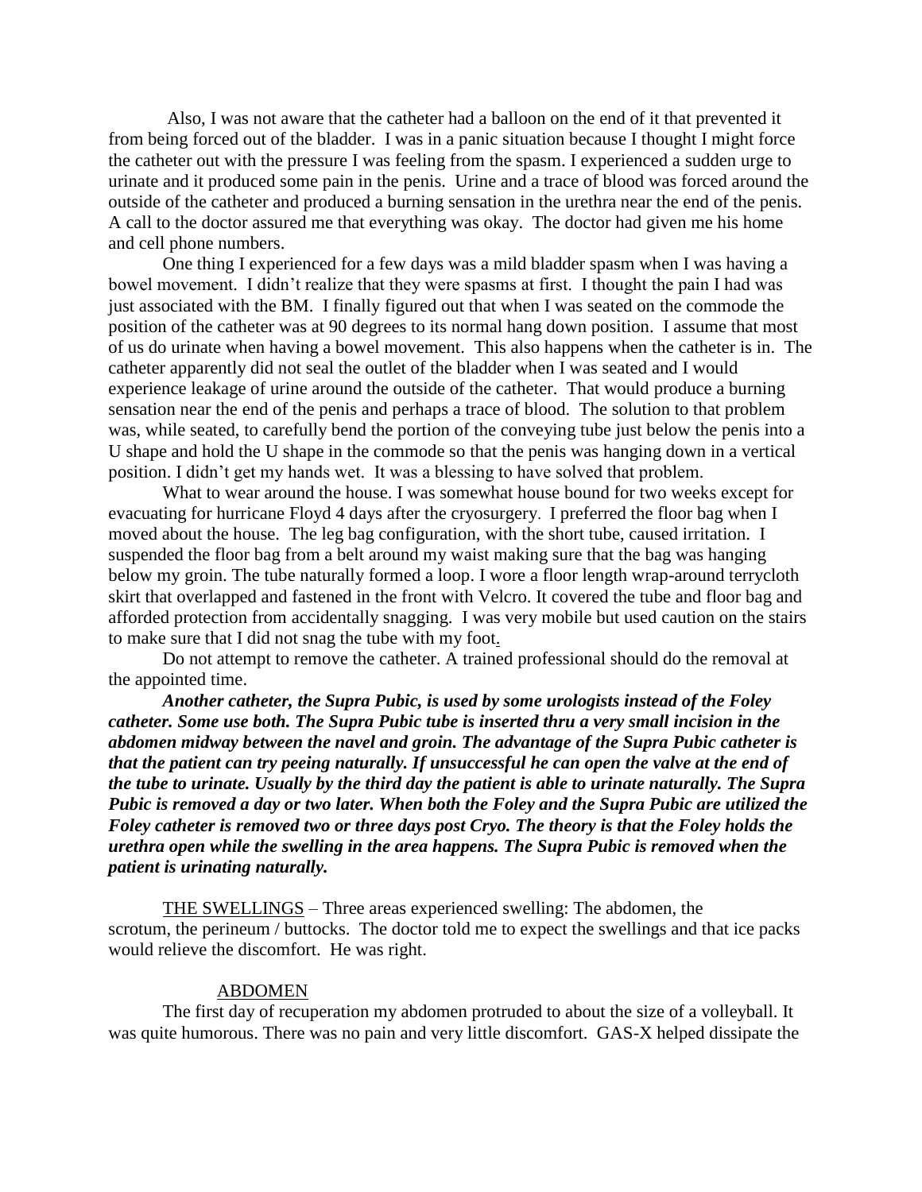Also, I was not aware that the catheter had a balloon on the end of it that prevented it from being forced out of the bladder. I was in a panic situation because I thought I might force the catheter out with the pressure I was feeling from the spasm. I experienced a sudden urge to urinate and it produced some pain in the penis. Urine and a trace of blood was forced around the outside of the catheter and produced a burning sensation in the urethra near the end of the penis. A call to the doctor assured me that everything was okay. The doctor had given me his home and cell phone numbers.

One thing I experienced for a few days was a mild bladder spasm when I was having a bowel movement. I didn't realize that they were spasms at first. I thought the pain I had was just associated with the BM. I finally figured out that when I was seated on the commode the position of the catheter was at 90 degrees to its normal hang down position. I assume that most of us do urinate when having a bowel movement. This also happens when the catheter is in. The catheter apparently did not seal the outlet of the bladder when I was seated and I would experience leakage of urine around the outside of the catheter. That would produce a burning sensation near the end of the penis and perhaps a trace of blood. The solution to that problem was, while seated, to carefully bend the portion of the conveying tube just below the penis into a U shape and hold the U shape in the commode so that the penis was hanging down in a vertical position. I didn't get my hands wet. It was a blessing to have solved that problem.

What to wear around the house. I was somewhat house bound for two weeks except for evacuating for hurricane Floyd 4 days after the cryosurgery. I preferred the floor bag when I moved about the house. The leg bag configuration, with the short tube, caused irritation. I suspended the floor bag from a belt around my waist making sure that the bag was hanging below my groin. The tube naturally formed a loop. I wore a floor length wrap-around terrycloth skirt that overlapped and fastened in the front with Velcro. It covered the tube and floor bag and afforded protection from accidentally snagging. I was very mobile but used caution on the stairs to make sure that I did not snag the tube with my foot.

Do not attempt to remove the catheter. A trained professional should do the removal at the appointed time.

***Another catheter, the Supra Pubic, is used by some urologists instead of the Foley catheter. Some use both. The Supra Pubic tube is inserted thru a very small incision in the abdomen midway between the navel and groin. The advantage of the Supra Pubic catheter is that the patient can try peeing naturally. If unsuccessful he can open the valve at the end of the tube to urinate. Usually by the third day the patient is able to urinate naturally. The Supra Pubic is removed a day or two later. When both the Foley and the Supra Pubic are utilized the Foley catheter is removed two or three days post Cryo. The theory is that the Foley holds the urethra open while the swelling in the area happens. The Supra Pubic is removed when the patient is urinating naturally.***

<u>THE SWELLINGS</u> – Three areas experienced swelling: The abdomen, the scrotum, the perineum / buttocks. The doctor told me to expect the swellings and that ice packs would relieve the discomfort. He was right.

<u>ABDOMEN</u>

The first day of recuperation my abdomen protruded to about the size of a volleyball. It was quite humorous. There was no pain and very little discomfort. GAS-X helped dissipate the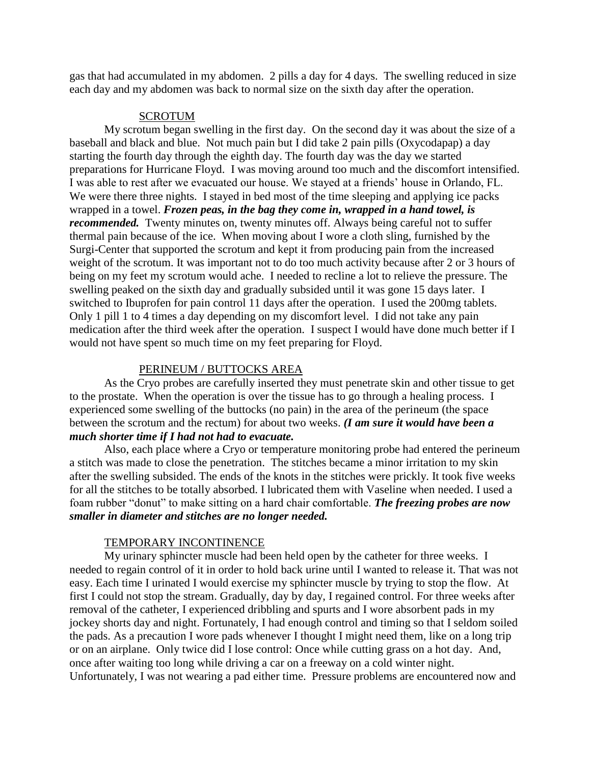gas that had accumulated in my abdomen. 2 pills a day for 4 days. The swelling reduced in size each day and my abdomen was back to normal size on the sixth day after the operation.

## SCROTUM

My scrotum began swelling in the first day. On the second day it was about the size of a baseball and black and blue. Not much pain but I did take 2 pain pills (Oxycodapap) a day starting the fourth day through the eighth day. The fourth day was the day we started preparations for Hurricane Floyd. I was moving around too much and the discomfort intensified. I was able to rest after we evacuated our house. We stayed at a friends' house in Orlando, FL. We were there three nights. I stayed in bed most of the time sleeping and applying ice packs wrapped in a towel. ***Frozen peas, in the bag they come in, wrapped in a hand towel, is recommended.*** Twenty minutes on, twenty minutes off. Always being careful not to suffer thermal pain because of the ice. When moving about I wore a cloth sling, furnished by the Surgi-Center that supported the scrotum and kept it from producing pain from the increased weight of the scrotum. It was important not to do too much activity because after 2 or 3 hours of being on my feet my scrotum would ache. I needed to recline a lot to relieve the pressure. The swelling peaked on the sixth day and gradually subsided until it was gone 15 days later. I switched to Ibuprofen for pain control 11 days after the operation. I used the 200mg tablets. Only 1 pill 1 to 4 times a day depending on my discomfort level. I did not take any pain medication after the third week after the operation. I suspect I would have done much better if I would not have spent so much time on my feet preparing for Floyd.

## PERINEUM / BUTTOCKS AREA

As the Cryo probes are carefully inserted they must penetrate skin and other tissue to get to the prostate. When the operation is over the tissue has to go through a healing process. I experienced some swelling of the buttocks (no pain) in the area of the perineum (the space between the scrotum and the rectum) for about two weeks. ***(I am sure it would have been a much shorter time if I had not had to evacuate.***

Also, each place where a Cryo or temperature monitoring probe had entered the perineum a stitch was made to close the penetration. The stitches became a minor irritation to my skin after the swelling subsided. The ends of the knots in the stitches were prickly. It took five weeks for all the stitches to be totally absorbed. I lubricated them with Vaseline when needed. I used a foam rubber "donut" to make sitting on a hard chair comfortable. ***The freezing probes are now smaller in diameter and stitches are no longer needed.***

## TEMPORARY INCONTINENCE

My urinary sphincter muscle had been held open by the catheter for three weeks. I needed to regain control of it in order to hold back urine until I wanted to release it. That was not easy. Each time I urinated I would exercise my sphincter muscle by trying to stop the flow. At first I could not stop the stream. Gradually, day by day, I regained control. For three weeks after removal of the catheter, I experienced dribbling and spurts and I wore absorbent pads in my jockey shorts day and night. Fortunately, I had enough control and timing so that I seldom soiled the pads. As a precaution I wore pads whenever I thought I might need them, like on a long trip or on an airplane. Only twice did I lose control: Once while cutting grass on a hot day. And, once after waiting too long while driving a car on a freeway on a cold winter night. Unfortunately, I was not wearing a pad either time. Pressure problems are encountered now and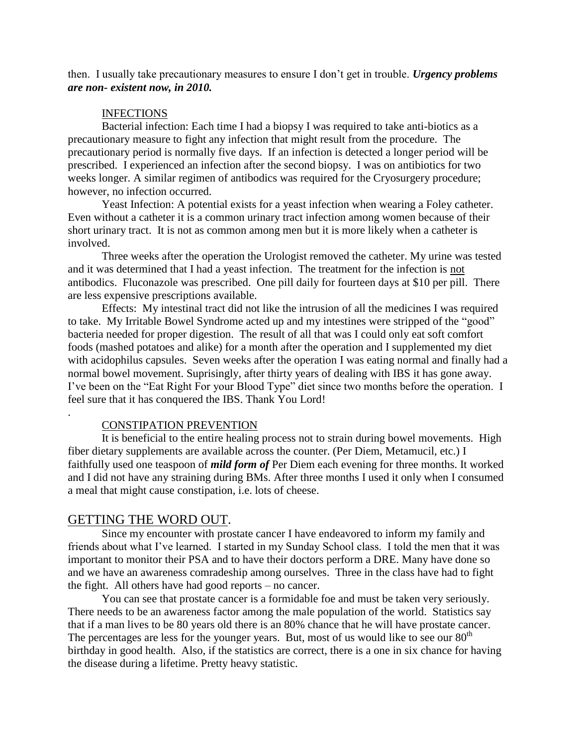then. I usually take precautionary measures to ensure I don't get in trouble. ***Urgency problems are non- existent now, in 2010.***

INFECTIONS

Bacterial infection: Each time I had a biopsy I was required to take anti-biotics as a precautionary measure to fight any infection that might result from the procedure. The precautionary period is normally five days. If an infection is detected a longer period will be prescribed. I experienced an infection after the second biopsy. I was on antibiotics for two weeks longer. A similar regimen of antibodics was required for the Cryosurgery procedure; however, no infection occurred.

Yeast Infection: A potential exists for a yeast infection when wearing a Foley catheter. Even without a catheter it is a common urinary tract infection among women because of their short urinary tract. It is not as common among men but it is more likely when a catheter is involved.

Three weeks after the operation the Urologist removed the catheter. My urine was tested and it was determined that I had a yeast infection. The treatment for the infection is <u>not</u> antibodics. Fluconazole was prescribed. One pill daily for fourteen days at $10 per pill. There are less expensive prescriptions available.

Effects: My intestinal tract did not like the intrusion of all the medicines I was required to take. My Irritable Bowel Syndrome acted up and my intestines were stripped of the "good" bacteria needed for proper digestion. The result of all that was I could only eat soft comfort foods (mashed potatoes and alike) for a month after the operation and I supplemented my diet with acidophilus capsules. Seven weeks after the operation I was eating normal and finally had a normal bowel movement. Suprisingly, after thirty years of dealing with IBS it has gone away. I've been on the "Eat Right For your Blood Type" diet since two months before the operation. I feel sure that it has conquered the IBS. Thank You Lord!

.

CONSTIPATION PREVENTION

It is beneficial to the entire healing process not to strain during bowel movements. High fiber dietary supplements are available across the counter. (Per Diem, Metamucil, etc.) I faithfully used one teaspoon of ***mild form of*** Per Diem each evening for three months. It worked and I did not have any straining during BMs. After three months I used it only when I consumed a meal that might cause constipation, i.e. lots of cheese.

## GETTING THE WORD OUT.

Since my encounter with prostate cancer I have endeavored to inform my family and friends about what I've learned. I started in my Sunday School class. I told the men that it was important to monitor their PSA and to have their doctors perform a DRE. Many have done so and we have an awareness comradeship among ourselves. Three in the class have had to fight the fight. All others have had good reports – no cancer.

You can see that prostate cancer is a formidable foe and must be taken very seriously. There needs to be an awareness factor among the male population of the world. Statistics say that if a man lives to be 80 years old there is an 80% chance that he will have prostate cancer. The percentages are less for the younger years. But, most of us would like to see our 80th birthday in good health. Also, if the statistics are correct, there is a one in six chance for having the disease during a lifetime. Pretty heavy statistic.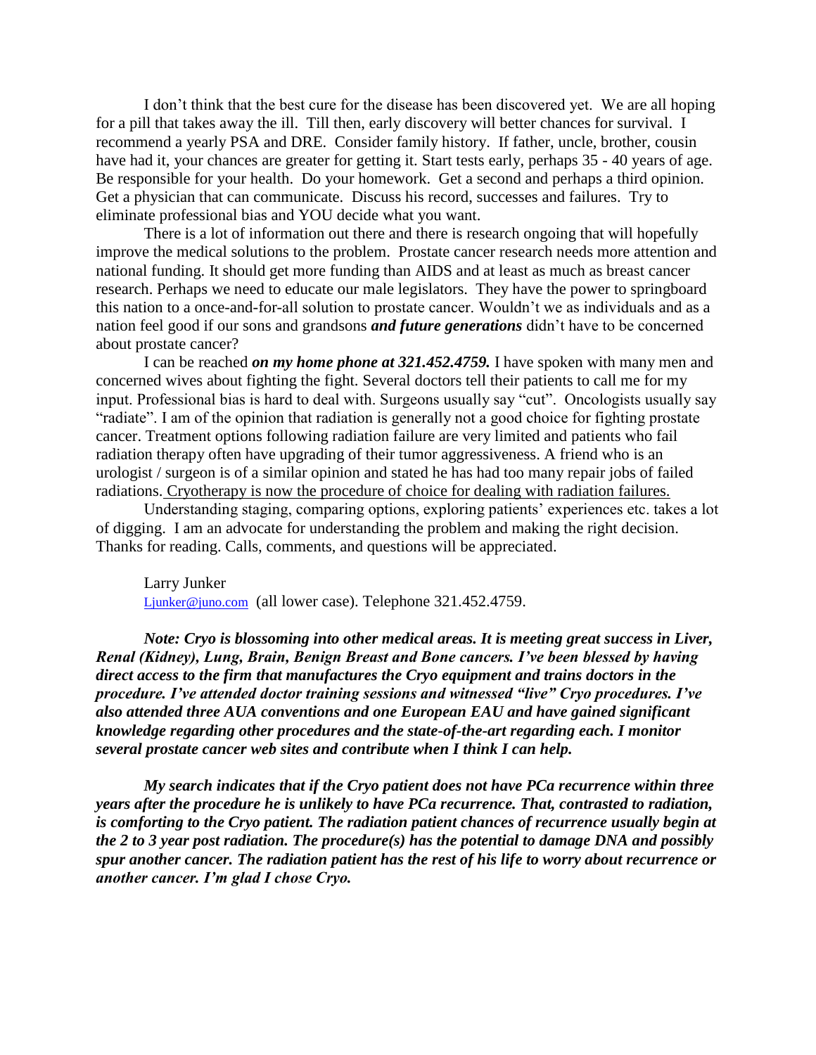I don't think that the best cure for the disease has been discovered yet. We are all hoping for a pill that takes away the ill. Till then, early discovery will better chances for survival. I recommend a yearly PSA and DRE. Consider family history. If father, uncle, brother, cousin have had it, your chances are greater for getting it. Start tests early, perhaps 35 - 40 years of age. Be responsible for your health. Do your homework. Get a second and perhaps a third opinion. Get a physician that can communicate. Discuss his record, successes and failures. Try to eliminate professional bias and YOU decide what you want.

There is a lot of information out there and there is research ongoing that will hopefully improve the medical solutions to the problem. Prostate cancer research needs more attention and national funding. It should get more funding than AIDS and at least as much as breast cancer research. Perhaps we need to educate our male legislators. They have the power to springboard this nation to a once-and-for-all solution to prostate cancer. Wouldn't we as individuals and as a nation feel good if our sons and grandsons ***and future generations*** didn't have to be concerned about prostate cancer?

I can be reached ***on my home phone at 321.452.4759.*** I have spoken with many men and concerned wives about fighting the fight. Several doctors tell their patients to call me for my input. Professional bias is hard to deal with. Surgeons usually say "cut". Oncologists usually say "radiate". I am of the opinion that radiation is generally not a good choice for fighting prostate cancer. Treatment options following radiation failure are very limited and patients who fail radiation therapy often have upgrading of their tumor aggressiveness. A friend who is an urologist / surgeon is of a similar opinion and stated he has had too many repair jobs of failed radiations. Cryotherapy is now the procedure of choice for dealing with radiation failures.

Understanding staging, comparing options, exploring patients' experiences etc. takes a lot of digging. I am an advocate for understanding the problem and making the right decision. Thanks for reading. Calls, comments, and questions will be appreciated.

Larry Junker
Ljunker@juno.com (all lower case). Telephone 321.452.4759.

***Note: Cryo is blossoming into other medical areas. It is meeting great success in Liver, Renal (Kidney), Lung, Brain, Benign Breast and Bone cancers. I've been blessed by having direct access to the firm that manufactures the Cryo equipment and trains doctors in the procedure. I've attended doctor training sessions and witnessed "live" Cryo procedures. I've also attended three AUA conventions and one European EAU and have gained significant knowledge regarding other procedures and the state-of-the-art regarding each. I monitor several prostate cancer web sites and contribute when I think I can help.***

***My search indicates that if the Cryo patient does not have PCa recurrence within three years after the procedure he is unlikely to have PCa recurrence. That, contrasted to radiation, is comforting to the Cryo patient. The radiation patient chances of recurrence usually begin at the 2 to 3 year post radiation. The procedure(s) has the potential to damage DNA and possibly spur another cancer. The radiation patient has the rest of his life to worry about recurrence or another cancer. I'm glad I chose Cryo.***